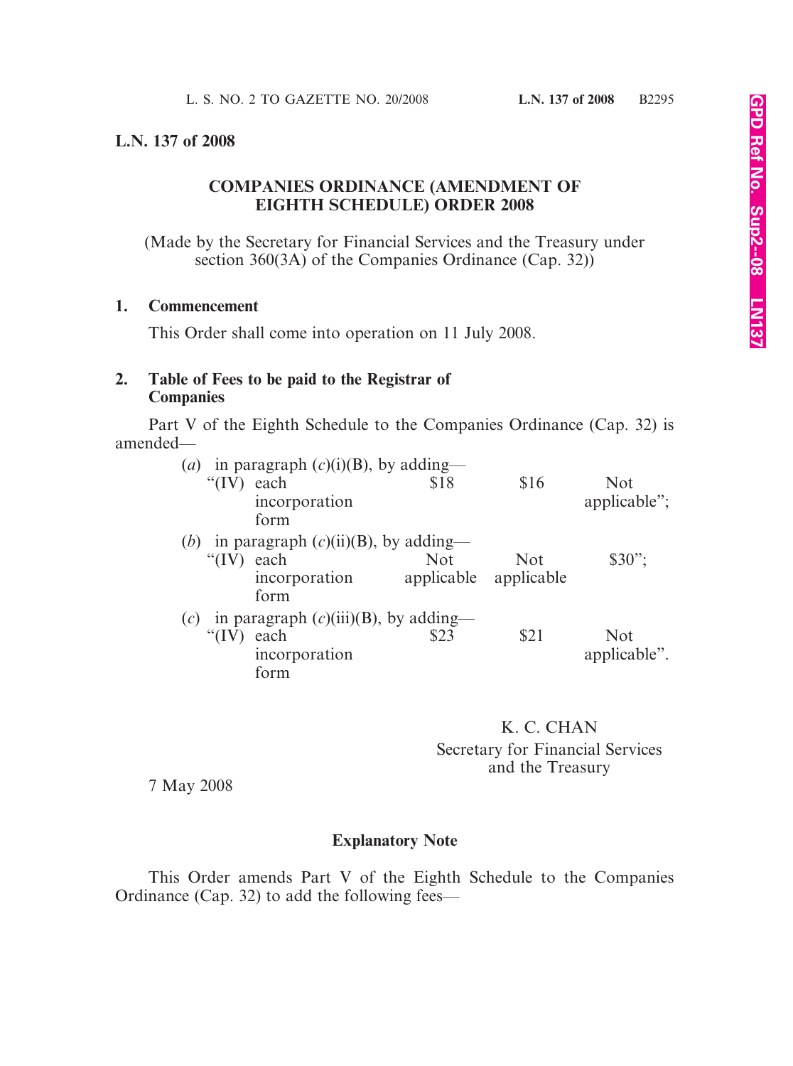## L.N. 137 of 2008

### COMPANIES ORDINANCE (AMENDMENT OF EIGHTH SCHEDULE) ORDER 2008

(Made by the Secretary for Financial Services and the Treasury under section 360(3A) of the Companies Ordinance (Cap. 32))

**1. Commencement**

This Order shall come into operation on 11 July 2008.

**2. Table of Fees to be paid to the Registrar of Companies**

Part V of the Eighth Schedule to the Companies Ordinance (Cap. 32) is amended—

(*a*) in paragraph (*c*)(i)(B), by adding—

| | | | |
|---|---|---|---|
| "(IV) each incorporation form | $18 | $16 | Not applicable"; |

(*b*) in paragraph (*c*)(ii)(B), by adding—

| | | | |
|---|---|---|---|
| "(IV) each incorporation form | Not applicable | Not applicable | $30"; |

(*c*) in paragraph (*c*)(iii)(B), by adding—

| | | | |
|---|---|---|---|
| "(IV) each incorporation form | $23 | $21 | Not applicable". |

K. C. CHAN
Secretary for Financial Services and the Treasury

7 May 2008

#### Explanatory Note

This Order amends Part V of the Eighth Schedule to the Companies Ordinance (Cap. 32) to add the following fees—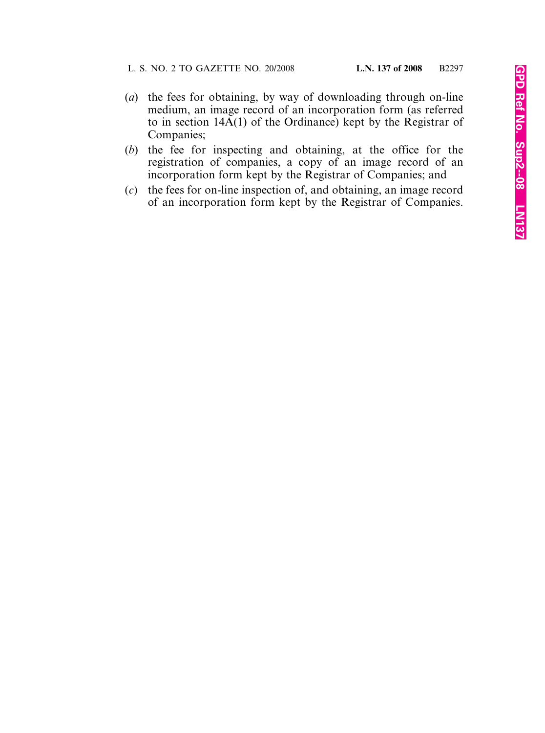(*a*) the fees for obtaining, by way of downloading through on-line medium, an image record of an incorporation form (as referred to in section 14A(1) of the Ordinance) kept by the Registrar of Companies;

(*b*) the fee for inspecting and obtaining, at the office for the registration of companies, a copy of an image record of an incorporation form kept by the Registrar of Companies; and

(*c*) the fees for on-line inspection of, and obtaining, an image record of an incorporation form kept by the Registrar of Companies.